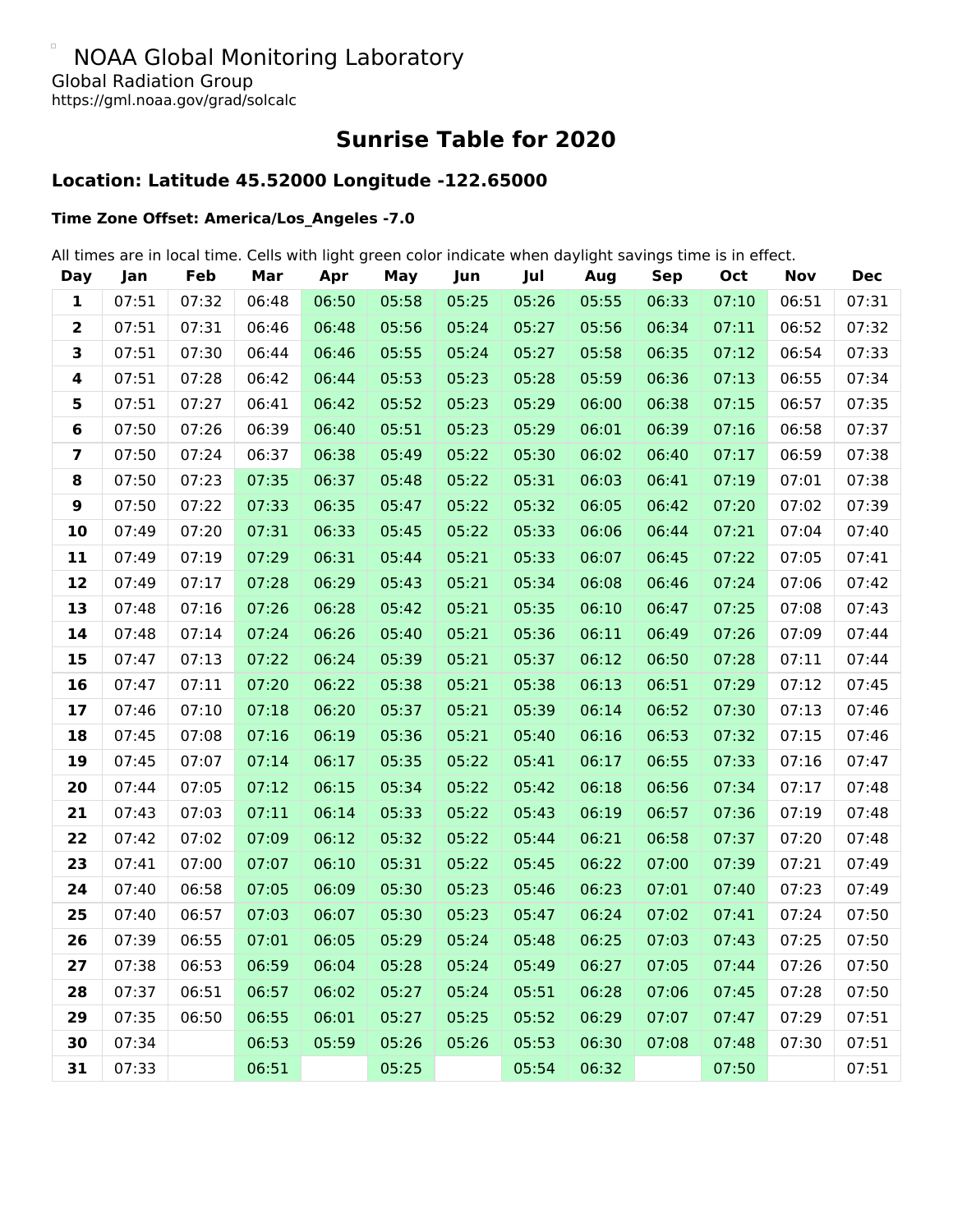NOAA Global Monitoring Laboratory

Global Radiation Group

https://gml.noaa.gov/grad/solcalc

# Sunrise Table for 2020

## Location: Latitude 45.52000 Longitude -122.65000

### Time Zone Offset: America/Los_Angeles -7.0

All times are in local time. Cells with light green color indicate when daylight savings time is in effect.

| Day | Jan | Feb | Mar | Apr | May | Jun | Jul | Aug | Sep | Oct | Nov | Dec |
|---|---|---|---|---|---|---|---|---|---|---|---|---|
| 1 | 07:51 | 07:32 | 06:48 | 06:50 | 05:58 | 05:25 | 05:26 | 05:55 | 06:33 | 07:10 | 06:51 | 07:31 |
| 2 | 07:51 | 07:31 | 06:46 | 06:48 | 05:56 | 05:24 | 05:27 | 05:56 | 06:34 | 07:11 | 06:52 | 07:32 |
| 3 | 07:51 | 07:30 | 06:44 | 06:46 | 05:55 | 05:24 | 05:27 | 05:58 | 06:35 | 07:12 | 06:54 | 07:33 |
| 4 | 07:51 | 07:28 | 06:42 | 06:44 | 05:53 | 05:23 | 05:28 | 05:59 | 06:36 | 07:13 | 06:55 | 07:34 |
| 5 | 07:51 | 07:27 | 06:41 | 06:42 | 05:52 | 05:23 | 05:29 | 06:00 | 06:38 | 07:15 | 06:57 | 07:35 |
| 6 | 07:50 | 07:26 | 06:39 | 06:40 | 05:51 | 05:23 | 05:29 | 06:01 | 06:39 | 07:16 | 06:58 | 07:37 |
| 7 | 07:50 | 07:24 | 06:37 | 06:38 | 05:49 | 05:22 | 05:30 | 06:02 | 06:40 | 07:17 | 06:59 | 07:38 |
| 8 | 07:50 | 07:23 | 07:35 | 06:37 | 05:48 | 05:22 | 05:31 | 06:03 | 06:41 | 07:19 | 07:01 | 07:38 |
| 9 | 07:50 | 07:22 | 07:33 | 06:35 | 05:47 | 05:22 | 05:32 | 06:05 | 06:42 | 07:20 | 07:02 | 07:39 |
| 10 | 07:49 | 07:20 | 07:31 | 06:33 | 05:45 | 05:22 | 05:33 | 06:06 | 06:44 | 07:21 | 07:04 | 07:40 |
| 11 | 07:49 | 07:19 | 07:29 | 06:31 | 05:44 | 05:21 | 05:33 | 06:07 | 06:45 | 07:22 | 07:05 | 07:41 |
| 12 | 07:49 | 07:17 | 07:28 | 06:29 | 05:43 | 05:21 | 05:34 | 06:08 | 06:46 | 07:24 | 07:06 | 07:42 |
| 13 | 07:48 | 07:16 | 07:26 | 06:28 | 05:42 | 05:21 | 05:35 | 06:10 | 06:47 | 07:25 | 07:08 | 07:43 |
| 14 | 07:48 | 07:14 | 07:24 | 06:26 | 05:40 | 05:21 | 05:36 | 06:11 | 06:49 | 07:26 | 07:09 | 07:44 |
| 15 | 07:47 | 07:13 | 07:22 | 06:24 | 05:39 | 05:21 | 05:37 | 06:12 | 06:50 | 07:28 | 07:11 | 07:44 |
| 16 | 07:47 | 07:11 | 07:20 | 06:22 | 05:38 | 05:21 | 05:38 | 06:13 | 06:51 | 07:29 | 07:12 | 07:45 |
| 17 | 07:46 | 07:10 | 07:18 | 06:20 | 05:37 | 05:21 | 05:39 | 06:14 | 06:52 | 07:30 | 07:13 | 07:46 |
| 18 | 07:45 | 07:08 | 07:16 | 06:19 | 05:36 | 05:21 | 05:40 | 06:16 | 06:53 | 07:32 | 07:15 | 07:46 |
| 19 | 07:45 | 07:07 | 07:14 | 06:17 | 05:35 | 05:22 | 05:41 | 06:17 | 06:55 | 07:33 | 07:16 | 07:47 |
| 20 | 07:44 | 07:05 | 07:12 | 06:15 | 05:34 | 05:22 | 05:42 | 06:18 | 06:56 | 07:34 | 07:17 | 07:48 |
| 21 | 07:43 | 07:03 | 07:11 | 06:14 | 05:33 | 05:22 | 05:43 | 06:19 | 06:57 | 07:36 | 07:19 | 07:48 |
| 22 | 07:42 | 07:02 | 07:09 | 06:12 | 05:32 | 05:22 | 05:44 | 06:21 | 06:58 | 07:37 | 07:20 | 07:48 |
| 23 | 07:41 | 07:00 | 07:07 | 06:10 | 05:31 | 05:22 | 05:45 | 06:22 | 07:00 | 07:39 | 07:21 | 07:49 |
| 24 | 07:40 | 06:58 | 07:05 | 06:09 | 05:30 | 05:23 | 05:46 | 06:23 | 07:01 | 07:40 | 07:23 | 07:49 |
| 25 | 07:40 | 06:57 | 07:03 | 06:07 | 05:30 | 05:23 | 05:47 | 06:24 | 07:02 | 07:41 | 07:24 | 07:50 |
| 26 | 07:39 | 06:55 | 07:01 | 06:05 | 05:29 | 05:24 | 05:48 | 06:25 | 07:03 | 07:43 | 07:25 | 07:50 |
| 27 | 07:38 | 06:53 | 06:59 | 06:04 | 05:28 | 05:24 | 05:49 | 06:27 | 07:05 | 07:44 | 07:26 | 07:50 |
| 28 | 07:37 | 06:51 | 06:57 | 06:02 | 05:27 | 05:24 | 05:51 | 06:28 | 07:06 | 07:45 | 07:28 | 07:50 |
| 29 | 07:35 | 06:50 | 06:55 | 06:01 | 05:27 | 05:25 | 05:52 | 06:29 | 07:07 | 07:47 | 07:29 | 07:51 |
| 30 | 07:34 | | 06:53 | 05:59 | 05:26 | 05:26 | 05:53 | 06:30 | 07:08 | 07:48 | 07:30 | 07:51 |
| 31 | 07:33 | | 06:51 | | 05:25 | | 05:54 | 06:32 | | 07:50 | | 07:51 |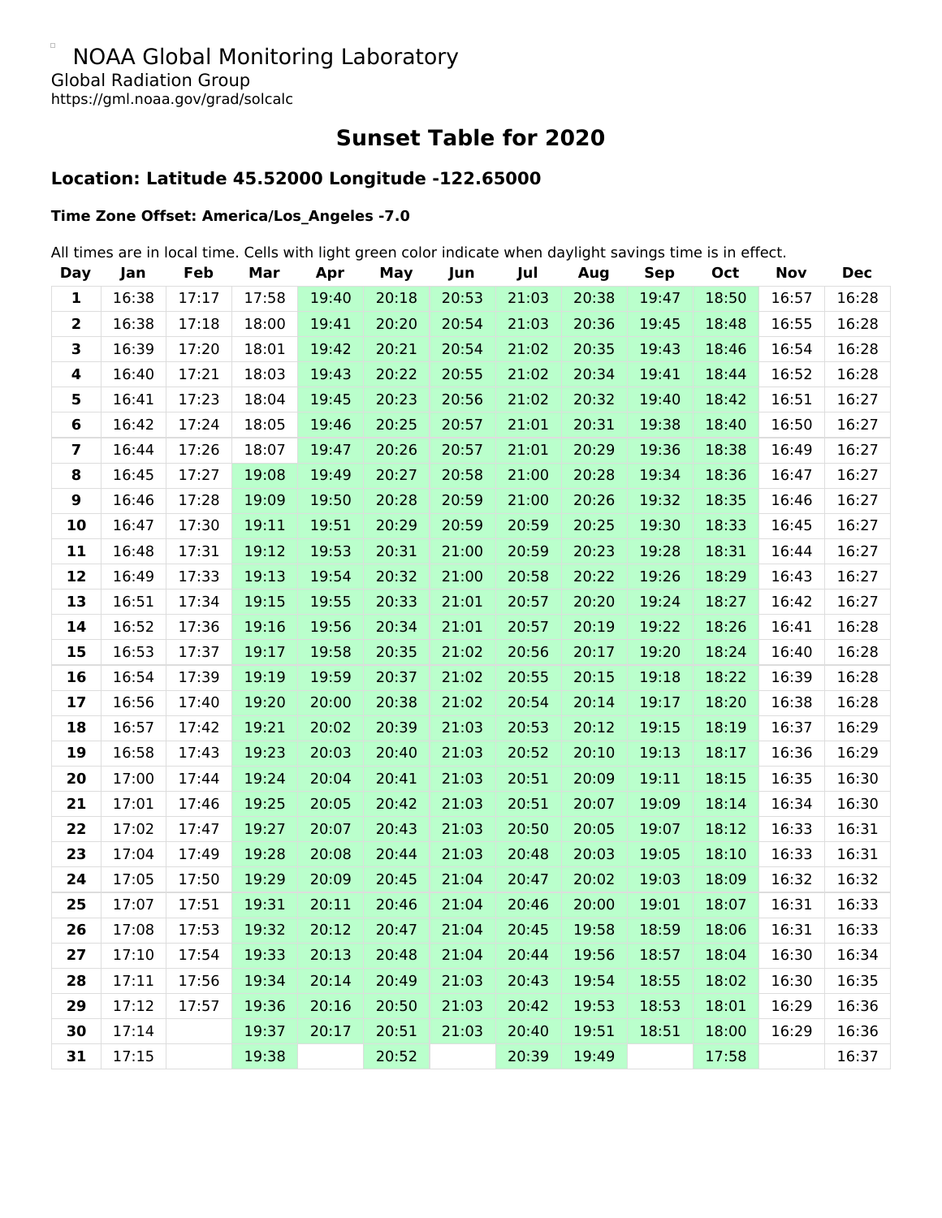NOAA Global Monitoring Laboratory

Global Radiation Group

https://gml.noaa.gov/grad/solcalc

# Sunset Table for 2020

## Location: Latitude 45.52000 Longitude -122.65000

#### Time Zone Offset: America/Los_Angeles -7.0

All times are in local time. Cells with light green color indicate when daylight savings time is in effect.

| Day | Jan | Feb | Mar | Apr | May | Jun | Jul | Aug | Sep | Oct | Nov | Dec |
|---|---|---|---|---|---|---|---|---|---|---|---|---|
| **1** | 16:38 | 17:17 | 17:58 | 19:40 | 20:18 | 20:53 | 21:03 | 20:38 | 19:47 | 18:50 | 16:57 | 16:28 |
| **2** | 16:38 | 17:18 | 18:00 | 19:41 | 20:20 | 20:54 | 21:03 | 20:36 | 19:45 | 18:48 | 16:55 | 16:28 |
| **3** | 16:39 | 17:20 | 18:01 | 19:42 | 20:21 | 20:54 | 21:02 | 20:35 | 19:43 | 18:46 | 16:54 | 16:28 |
| **4** | 16:40 | 17:21 | 18:03 | 19:43 | 20:22 | 20:55 | 21:02 | 20:34 | 19:41 | 18:44 | 16:52 | 16:28 |
| **5** | 16:41 | 17:23 | 18:04 | 19:45 | 20:23 | 20:56 | 21:02 | 20:32 | 19:40 | 18:42 | 16:51 | 16:27 |
| **6** | 16:42 | 17:24 | 18:05 | 19:46 | 20:25 | 20:57 | 21:01 | 20:31 | 19:38 | 18:40 | 16:50 | 16:27 |
| **7** | 16:44 | 17:26 | 18:07 | 19:47 | 20:26 | 20:57 | 21:01 | 20:29 | 19:36 | 18:38 | 16:49 | 16:27 |
| **8** | 16:45 | 17:27 | 19:08 | 19:49 | 20:27 | 20:58 | 21:00 | 20:28 | 19:34 | 18:36 | 16:47 | 16:27 |
| **9** | 16:46 | 17:28 | 19:09 | 19:50 | 20:28 | 20:59 | 21:00 | 20:26 | 19:32 | 18:35 | 16:46 | 16:27 |
| **10** | 16:47 | 17:30 | 19:11 | 19:51 | 20:29 | 20:59 | 20:59 | 20:25 | 19:30 | 18:33 | 16:45 | 16:27 |
| **11** | 16:48 | 17:31 | 19:12 | 19:53 | 20:31 | 21:00 | 20:59 | 20:23 | 19:28 | 18:31 | 16:44 | 16:27 |
| **12** | 16:49 | 17:33 | 19:13 | 19:54 | 20:32 | 21:00 | 20:58 | 20:22 | 19:26 | 18:29 | 16:43 | 16:27 |
| **13** | 16:51 | 17:34 | 19:15 | 19:55 | 20:33 | 21:01 | 20:57 | 20:20 | 19:24 | 18:27 | 16:42 | 16:27 |
| **14** | 16:52 | 17:36 | 19:16 | 19:56 | 20:34 | 21:01 | 20:57 | 20:19 | 19:22 | 18:26 | 16:41 | 16:28 |
| **15** | 16:53 | 17:37 | 19:17 | 19:58 | 20:35 | 21:02 | 20:56 | 20:17 | 19:20 | 18:24 | 16:40 | 16:28 |
| **16** | 16:54 | 17:39 | 19:19 | 19:59 | 20:37 | 21:02 | 20:55 | 20:15 | 19:18 | 18:22 | 16:39 | 16:28 |
| **17** | 16:56 | 17:40 | 19:20 | 20:00 | 20:38 | 21:02 | 20:54 | 20:14 | 19:17 | 18:20 | 16:38 | 16:28 |
| **18** | 16:57 | 17:42 | 19:21 | 20:02 | 20:39 | 21:03 | 20:53 | 20:12 | 19:15 | 18:19 | 16:37 | 16:29 |
| **19** | 16:58 | 17:43 | 19:23 | 20:03 | 20:40 | 21:03 | 20:52 | 20:10 | 19:13 | 18:17 | 16:36 | 16:29 |
| **20** | 17:00 | 17:44 | 19:24 | 20:04 | 20:41 | 21:03 | 20:51 | 20:09 | 19:11 | 18:15 | 16:35 | 16:30 |
| **21** | 17:01 | 17:46 | 19:25 | 20:05 | 20:42 | 21:03 | 20:51 | 20:07 | 19:09 | 18:14 | 16:34 | 16:30 |
| **22** | 17:02 | 17:47 | 19:27 | 20:07 | 20:43 | 21:03 | 20:50 | 20:05 | 19:07 | 18:12 | 16:33 | 16:31 |
| **23** | 17:04 | 17:49 | 19:28 | 20:08 | 20:44 | 21:03 | 20:48 | 20:03 | 19:05 | 18:10 | 16:33 | 16:31 |
| **24** | 17:05 | 17:50 | 19:29 | 20:09 | 20:45 | 21:04 | 20:47 | 20:02 | 19:03 | 18:09 | 16:32 | 16:32 |
| **25** | 17:07 | 17:51 | 19:31 | 20:11 | 20:46 | 21:04 | 20:46 | 20:00 | 19:01 | 18:07 | 16:31 | 16:33 |
| **26** | 17:08 | 17:53 | 19:32 | 20:12 | 20:47 | 21:04 | 20:45 | 19:58 | 18:59 | 18:06 | 16:31 | 16:33 |
| **27** | 17:10 | 17:54 | 19:33 | 20:13 | 20:48 | 21:04 | 20:44 | 19:56 | 18:57 | 18:04 | 16:30 | 16:34 |
| **28** | 17:11 | 17:56 | 19:34 | 20:14 | 20:49 | 21:03 | 20:43 | 19:54 | 18:55 | 18:02 | 16:30 | 16:35 |
| **29** | 17:12 | 17:57 | 19:36 | 20:16 | 20:50 | 21:03 | 20:42 | 19:53 | 18:53 | 18:01 | 16:29 | 16:36 |
| **30** | 17:14 | | 19:37 | 20:17 | 20:51 | 21:03 | 20:40 | 19:51 | 18:51 | 18:00 | 16:29 | 16:36 |
| **31** | 17:15 | | 19:38 | | 20:52 | | 20:39 | 19:49 | | 17:58 | | 16:37 |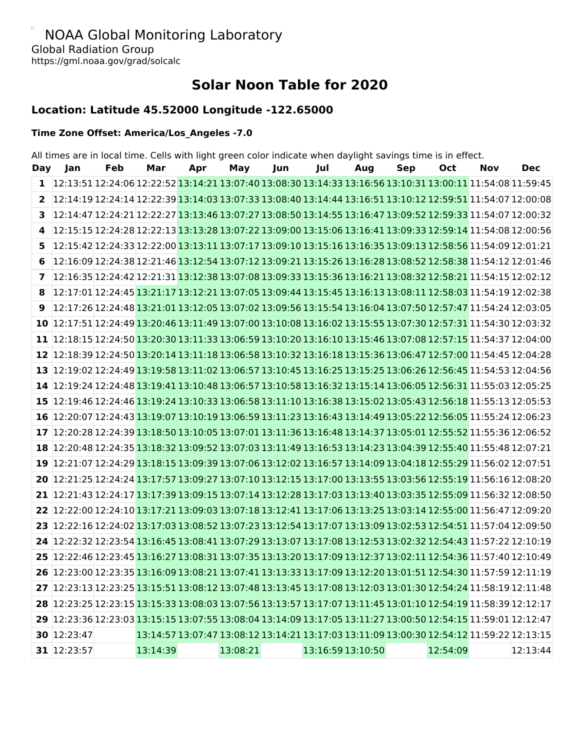NOAA Global Monitoring Laboratory

Global Radiation Group

https://gml.noaa.gov/grad/solcalc

# Solar Noon Table for 2020

### Location: Latitude 45.52000 Longitude -122.65000

#### Time Zone Offset: America/Los_Angeles -7.0

All times are in local time. Cells with light green color indicate when daylight savings time is in effect.

| Day | Jan | Feb | Mar | Apr | May | Jun | Jul | Aug | Sep | Oct | Nov | Dec |
|---|---|---|---|---|---|---|---|---|---|---|---|---|
| 1 | 12:13:51 | 12:24:06 | 12:22:52 | 13:14:21 | 13:07:40 | 13:08:30 | 13:14:33 | 13:16:56 | 13:10:31 | 13:00:11 | 11:54:08 | 11:59:45 |
| 2 | 12:14:19 | 12:24:14 | 12:22:39 | 13:14:03 | 13:07:33 | 13:08:40 | 13:14:44 | 13:16:51 | 13:10:12 | 12:59:51 | 11:54:07 | 12:00:08 |
| 3 | 12:14:47 | 12:24:21 | 12:22:27 | 13:13:46 | 13:07:27 | 13:08:50 | 13:14:55 | 13:16:47 | 13:09:52 | 12:59:33 | 11:54:07 | 12:00:32 |
| 4 | 12:15:15 | 12:24:28 | 12:22:13 | 13:13:28 | 13:07:22 | 13:09:00 | 13:15:06 | 13:16:41 | 13:09:33 | 12:59:14 | 11:54:08 | 12:00:56 |
| 5 | 12:15:42 | 12:24:33 | 12:22:00 | 13:13:11 | 13:07:17 | 13:09:10 | 13:15:16 | 13:16:35 | 13:09:13 | 12:58:56 | 11:54:09 | 12:01:21 |
| 6 | 12:16:09 | 12:24:38 | 12:21:46 | 13:12:54 | 13:07:12 | 13:09:21 | 13:15:26 | 13:16:28 | 13:08:52 | 12:58:38 | 11:54:12 | 12:01:46 |
| 7 | 12:16:35 | 12:24:42 | 12:21:31 | 13:12:38 | 13:07:08 | 13:09:33 | 13:15:36 | 13:16:21 | 13:08:32 | 12:58:21 | 11:54:15 | 12:02:12 |
| 8 | 12:17:01 | 12:24:45 | 13:21:17 | 13:12:21 | 13:07:05 | 13:09:44 | 13:15:45 | 13:16:13 | 13:08:11 | 12:58:03 | 11:54:19 | 12:02:38 |
| 9 | 12:17:26 | 12:24:48 | 13:21:01 | 13:12:05 | 13:07:02 | 13:09:56 | 13:15:54 | 13:16:04 | 13:07:50 | 12:57:47 | 11:54:24 | 12:03:05 |
| 10 | 12:17:51 | 12:24:49 | 13:20:46 | 13:11:49 | 13:07:00 | 13:10:08 | 13:16:02 | 13:15:55 | 13:07:30 | 12:57:31 | 11:54:30 | 12:03:32 |
| 11 | 12:18:15 | 12:24:50 | 13:20:30 | 13:11:33 | 13:06:59 | 13:10:20 | 13:16:10 | 13:15:46 | 13:07:08 | 12:57:15 | 11:54:37 | 12:04:00 |
| 12 | 12:18:39 | 12:24:50 | 13:20:14 | 13:11:18 | 13:06:58 | 13:10:32 | 13:16:18 | 13:15:36 | 13:06:47 | 12:57:00 | 11:54:45 | 12:04:28 |
| 13 | 12:19:02 | 12:24:49 | 13:19:58 | 13:11:02 | 13:06:57 | 13:10:45 | 13:16:25 | 13:15:25 | 13:06:26 | 12:56:45 | 11:54:53 | 12:04:56 |
| 14 | 12:19:24 | 12:24:48 | 13:19:41 | 13:10:48 | 13:06:57 | 13:10:58 | 13:16:32 | 13:15:14 | 13:06:05 | 12:56:31 | 11:55:03 | 12:05:25 |
| 15 | 12:19:46 | 12:24:46 | 13:19:24 | 13:10:33 | 13:06:58 | 13:11:10 | 13:16:38 | 13:15:02 | 13:05:43 | 12:56:18 | 11:55:13 | 12:05:53 |
| 16 | 12:20:07 | 12:24:43 | 13:19:07 | 13:10:19 | 13:06:59 | 13:11:23 | 13:16:43 | 13:14:49 | 13:05:22 | 12:56:05 | 11:55:24 | 12:06:23 |
| 17 | 12:20:28 | 12:24:39 | 13:18:50 | 13:10:05 | 13:07:01 | 13:11:36 | 13:16:48 | 13:14:37 | 13:05:01 | 12:55:52 | 11:55:36 | 12:06:52 |
| 18 | 12:20:48 | 12:24:35 | 13:18:32 | 13:09:52 | 13:07:03 | 13:11:49 | 13:16:53 | 13:14:23 | 13:04:39 | 12:55:40 | 11:55:48 | 12:07:21 |
| 19 | 12:21:07 | 12:24:29 | 13:18:15 | 13:09:39 | 13:07:06 | 13:12:02 | 13:16:57 | 13:14:09 | 13:04:18 | 12:55:29 | 11:56:02 | 12:07:51 |
| 20 | 12:21:25 | 12:24:24 | 13:17:57 | 13:09:27 | 13:07:10 | 13:12:15 | 13:17:00 | 13:13:55 | 13:03:56 | 12:55:19 | 11:56:16 | 12:08:20 |
| 21 | 12:21:43 | 12:24:17 | 13:17:39 | 13:09:15 | 13:07:14 | 13:12:28 | 13:17:03 | 13:13:40 | 13:03:35 | 12:55:09 | 11:56:32 | 12:08:50 |
| 22 | 12:22:00 | 12:24:10 | 13:17:21 | 13:09:03 | 13:07:18 | 13:12:41 | 13:17:06 | 13:13:25 | 13:03:14 | 12:55:00 | 11:56:47 | 12:09:20 |
| 23 | 12:22:16 | 12:24:02 | 13:17:03 | 13:08:52 | 13:07:23 | 13:12:54 | 13:17:07 | 13:13:09 | 13:02:53 | 12:54:51 | 11:57:04 | 12:09:50 |
| 24 | 12:22:32 | 12:23:54 | 13:16:45 | 13:08:41 | 13:07:29 | 13:13:07 | 13:17:08 | 13:12:53 | 13:02:32 | 12:54:43 | 11:57:22 | 12:10:19 |
| 25 | 12:22:46 | 12:23:45 | 13:16:27 | 13:08:31 | 13:07:35 | 13:13:20 | 13:17:09 | 13:12:37 | 13:02:11 | 12:54:36 | 11:57:40 | 12:10:49 |
| 26 | 12:23:00 | 12:23:35 | 13:16:09 | 13:08:21 | 13:07:41 | 13:13:33 | 13:17:09 | 13:12:20 | 13:01:51 | 12:54:30 | 11:57:59 | 12:11:19 |
| 27 | 12:23:13 | 12:23:25 | 13:15:51 | 13:08:12 | 13:07:48 | 13:13:45 | 13:17:08 | 13:12:03 | 13:01:30 | 12:54:24 | 11:58:19 | 12:11:48 |
| 28 | 12:23:25 | 12:23:15 | 13:15:33 | 13:08:03 | 13:07:56 | 13:13:57 | 13:17:07 | 13:11:45 | 13:01:10 | 12:54:19 | 11:58:39 | 12:12:17 |
| 29 | 12:23:36 | 12:23:03 | 13:15:15 | 13:07:55 | 13:08:04 | 13:14:09 | 13:17:05 | 13:11:27 | 13:00:50 | 12:54:15 | 11:59:01 | 12:12:47 |
| 30 | 12:23:47 | | 13:14:57 | 13:07:47 | 13:08:12 | 13:14:21 | 13:17:03 | 13:11:09 | 13:00:30 | 12:54:12 | 11:59:22 | 12:13:15 |
| 31 | 12:23:57 | | 13:14:39 | | 13:08:21 | | 13:16:59 | 13:10:50 | | 12:54:09 | | 12:13:44 |